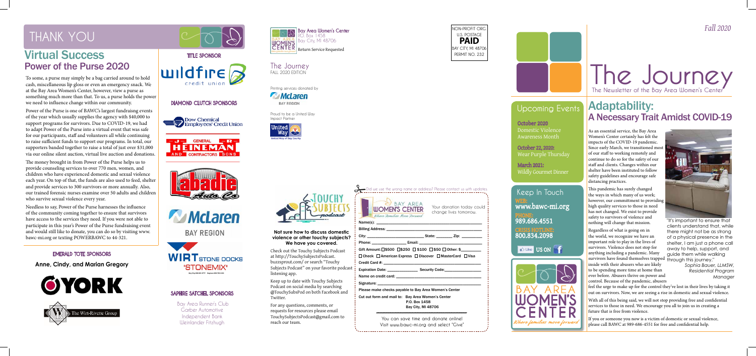# THANK YOU

## Virtual Success
## Power of the Purse 2020

To some, a purse may simply be a bag carried around to hold cash, miscellaneous lip gloss or even an emergency snack. We at the Bay Area Women's Center, however, view a purse as something much more than that. To us, a purse holds the power we need to influence change within our community.

Power of the Purse is one of BAWC's largest fundraising events of the year which usually supplies the agency with $40,000 to support programs for survivors. Due to COVID-19, we had to adapt Power of the Purse into a virtual event that was safe for our participants, staff and volunteers all while continuing to raise sufficient funds to support our programs. In total, our supporters banded together to raise a total of just over $31,000 via our online silent auction, virtual live auction and donations.

The money brought in from Power of the Purse helps us to provide counseling services to over 770 men, women, and children who have experienced domestic and sexual violence each year. On top of that, the funds are also used to feed, shelter and provide services to 300 survivors or more annually. Also, our trained forensic nurses examine over 50 adults and children who survive sexual violence every year.

Needless to say, Power of the Purse harnesses the influence of the community coming together to ensure that survivors have access to the services they need. If you were not able to participate in this year's Power of the Purse fundraising event and would still like to donate, you can do so by visiting www.bawc-mi.org or texting POWERBAWC to 44-321.

### TITLE SPONSOR

wildfire credit union

### DIAMOND CLUTCH SPONSORS

Dow Chemical Employees' Credit Union

General Heineman and Sons Contractors

Labadie Auto Co

McLaren Bay Region

Wirt Stone Docks "Stonemix"

### EMERALD TOTE SPONSORS

**Anne, Cindy, and Marian Gregory**

York

The Wirt-Rivette Group

### SAPHIRE SATCHEL SPONSORS

Bay Area Runner's Club
Garber Automotive
Independent Bank
Weinlander Fitzhugh

---

Bay Area Women's Center
P.O. Box 1458
Bay City, MI 48706

Return Service Requested

NON-PROFIT ORG.
U.S. POSTAGE
**PAID**
BAY CITY, MI 48706
PERMIT NO. 232

The Journey
FALL 2020 EDITION

Printing services donated by
McLaren Bay Region

Proud to be a United Way Impact Partner
United Way of Bay County

Touchy Subjects podcast

**Not sure how to discuss domestic violence or other touchy subjects? We have you covered.**

Check out the Touchy Subjects Podcast at http://TouchySubjectsPodcast.buzzsprout.com/ or search "Touchy Subjects Podcast" on your favorite podcast listening app.

Keep up to date with Touchy Subjects Podcast on social media by searching @TouchySubsPod on both Facebook and Twitter.

For any questions, comments, or requests for resources please email TouchySubjectsPodcast@gmail.com to reach our team.

Did we use the wrong name or address? Please contact us with updates.

Bay Area Women's Center — *Where families move forward*

Your donation today could change lives tomorrow.

Name(s): ______
Billing Address: ______
City: ______ State: ______ Zip: ______
Phone: ______ Email: ______
Gift Amount: ☐ $500 ☐ $250 ☐ $100 ☐ $50 ☐ Other: $______
☐ Check ☐ American Express ☐ Discover ☐ MasterCard ☐ Visa
Credit Card #: ______
Expiration Date: ______ Security Code: ______
Name on credit card: ______
Signature: ______

Please make checks payable to Bay Area Women's Center

Cut out form and mail to: Bay Area Women's Center
P.O. Box 1458
Bay City, MI 48706

You can save time and donate online!
Visit www.bawc-mi.org and select "Give"

---

*Fall 2020*

# The Journey

The Newsletter of the Bay Area Women's Center

## Upcoming Events

**October 2020**
Domestic Violence Awareness Month

**October 22, 2020:**
Wear Purple Thursday

**March 2021:**
Wildly Gourmet Dinner

## Keep In Touch

**WEB:**
www.bawc-mi.org

**PHONE:**
989.686.4551

**CRISIS HOTLINE:**
800.834.2098

Like US ON Facebook

Bay Area Women's Center — *Where families move forward*

## Adaptability:
## A Necessary Trait Amidst COVID-19

As an essential service, the Bay Area Women's Center certainly has felt the impacts of the COVID-19 pandemic. Since early March, we transitioned most of our staff to working remotely and continue to do so for the safety of our staff and clients. Changes within our shelter have been instituted to follow safety guidelines and encourage safe distancing practices.

This pandemic has surely changed the ways in which many of us work; however, our committment to providing high quality services to those in need has not changed. We exist to provide safety to survivors of violence and nothing will change that mission.

Regardless of what is going on in the world, we recognize we have an important role to play in the lives of survivors. Violence does not stop for anything including a pandemic. Many survivors have found themselves trapped inside with their abusers who are likely to be spending more time at home than ever before. Abusers thrive on power and control. Because of the pandemic, abusers feel the urge to make up for the control they've lost in their lives by taking it out on survivors. Now, we are seeing a rise in domestic and sexual violence.

"It's important to ensure that clients understand that, while there might not be as strong of a physical presence in the shelter, I am just a phone call away to help, support, and guide them while walking through this journey."
*Sophia Bauer, LLMSW, Residential Program Manager*

With all of this being said, we will not stop providing free and confidential services to those in need. We encourage you all to join us in creating a future that is free from violence.

If you or someone you know is a victim of domestic or sexual violence, please call BAWC at 989-686-4551 for free and confidential help.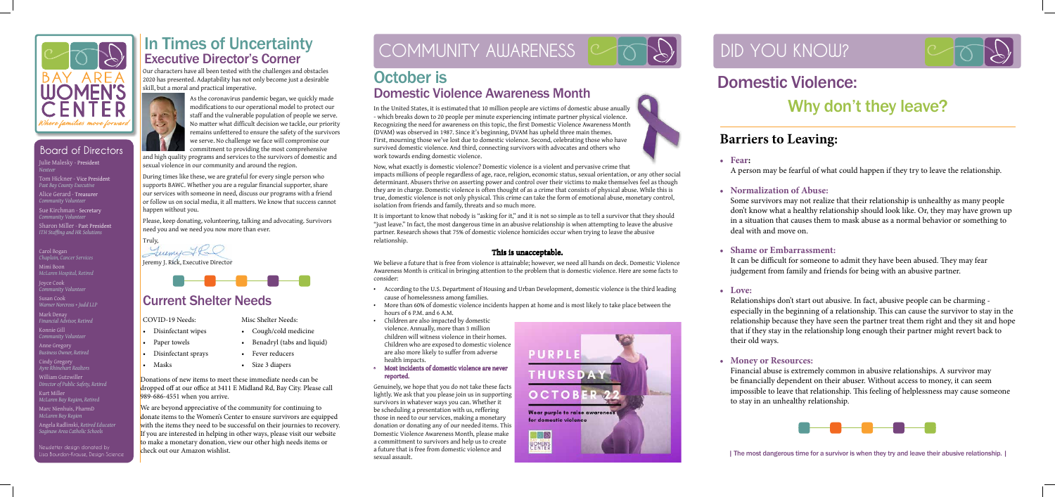BAY AREA WOMEN'S CENTER

*Where families move forward*

## Board of Directors

Julie Malesky - President
*Nexteer*

Tom Hickner - Vice President
*Past Bay County Executive*

Alice Gerard - Treasurer
*Community Volunteer*

Sue Kirchman - Secretary
*Community Volunteer*

Sharon Miller - Past President
*ITH Staffing and HR Solutions*

Carol Bogan
*Chaplain, Cancer Services*

Mimi Boon
*McLaren Hospital, Retired*

Joyce Cook
*Community Volunteer*

Susan Cook
*Warner Norcross + Judd LLP*

Mark Denay
*Financial Advisor, Retired*

Konnie Gill
*Community Volunteer*

Anne Gregory
*Business Owner, Retired*

Cindy Gregory
*Ayre Rhinehart Realtors*

William Gutzwiller
*Director of Public Safety, Retired*

Kurt Miller
*McLaren Bay Region, Retired*

Marc Nienhuis, PharmD
*McLaren Bay Region*

Angela Radlinski, *Retired Educator Saginaw Area Catholic Schools*

Newsletter design donated by Lisa Bourdon-Krause, Design Science

# In Times of Uncertainty

## Executive Director's Corner

Our characters have all been tested with the challenges and obstacles 2020 has presented. Adaptability has not only become just a desirable skill, but a moral and practical imperative.

As the coronavirus pandemic began, we quickly made modifications to our operational model to protect our staff and the vulnerable population of people we serve. No matter what difficult decision we tackle, our priority remains unfettered to ensure the safety of the survivors we serve. No challenge we face will compromise our commitment to providing the most comprehensive and high quality programs and services to the survivors of domestic and sexual violence in our community and around the region.

During times like these, we are grateful for every single person who supports BAWC. Whether you are a regular financial supporter, share our services with someone in need, discuss our programs with a friend or follow us on social media, it all matters. We know that success cannot happen without you.

Please, keep donating, volunteering, talking and advocating. Survivors need you and we need you now more than ever.

Truly,

Jeremy J. Rick, Executive Director

## Current Shelter Needs

COVID-19 Needs:

- Disinfectant wipes
- Paper towels
- Disinfectant sprays
- Masks

Misc Shelter Needs:

- Cough/cold medicine
- Benadryl (tabs and liquid)
- Fever reducers
- Size 3 diapers

Donations of new items to meet these immediate needs can be dropped off at our office at 3411 E Midland Rd, Bay City. Please call 989-686-4551 when you arrive.

We are beyond appreciative of the community for continuing to donate items to the Women's Center to ensure survivors are equipped with the items they need to be successful on their journies to recovery. If you are interested in helping in other ways, please visit our website to make a monetary donation, view our other high needs items or check out our Amazon wishlist.

# COMMUNITY AWARENESS

## October is Domestic Violence Awareness Month

In the United States, it is estimated that 10 million people are victims of domestic abuse anually - which breaks down to 20 people per minute experiencing intimate partner physical violence. Recognizing the need for awareness on this topic, the first Domestic Violence Awareness Month (DVAM) was observed in 1987. Since it's beginning, DVAM has upheld three main themes. First, mourning those we've lost due to domestic violence. Second, celebrating those who have survived domestic violence. And third, connecting survivors with advocates and others who work towards ending domestic violence.

Now, what exactly is domestic violence? Domestic violence is a violent and pervasive crime that impacts millions of people regardless of age, race, religion, economic status, sexual orientation, or any other social determinant. Abusers thrive on asserting power and control over their victims to make themselves feel as though they are in charge. Domestic violence is often thought of as a crime that consists of physical abuse. While this is true, domestic violence is not only physical. This crime can take the form of emotional abuse, monetary control, isolation from friends and family, threats and so much more.

It is important to know that nobody is "asking for it," and it is not so simple as to tell a survivor that they should "just leave." In fact, the most dangerous time in an abusive relationship is when attempting to leave the abusive partner. Research shows that 75% of domestic violence homicides occur when trying to leave the abusive relationship.

**This is unacceptable.**

We believe a future that is free from violence is attainable; however, we need all hands on deck. Domestic Violence Awareness Month is critical in bringing attention to the problem that is domestic violence. Here are some facts to consider:

- According to the U.S. Department of Housing and Urban Development, domestic violence is the third leading cause of homelessness among families.
- More than 60% of domestic violence incidents happen at home and is most likely to take place between the hours of 6 P.M. and 6 A.M.
- Children are also impacted by domestic violence. Annually, more than 3 million children will witness violence in their homes. Children who are exposed to domestic violence are also more likely to suffer from adverse health impacts.
- **Most incidents of domestic violence are never reported.**

Genuinely, we hope that you do not take these facts lightly. We ask that you please join us in supporting survivors in whatever ways you can. Whether it be scheduling a presentation with us, reffering those in need to our services, making a monetary donation or donating any of our needed items. This Domestic Violence Awareness Month, please make a committment to survivors and help us to create a future that is free from domestic violence and sexual assault.

PURPLE THURSDAY OCTOBER 22

Wear purple to raise awareness for domestic violence

# DID YOU KNOW?

# Domestic Violence: Why don't they leave?

## Barriers to Leaving:

- **Fear:** A person may be fearful of what could happen if they try to leave the relationship.
- **Normalization of Abuse:** Some survivors may not realize that their relationship is unhealthy as many people don't know what a healthy relationship should look like. Or, they may have grown up in a situation that causes them to mask abuse as a normal behavior or something to deal with and move on.
- **Shame or Embarrassment:** It can be difficult for someone to admit they have been abused. They may fear judgement from family and friends for being with an abusive partner.
- **Love:** Relationships don't start out abusive. In fact, abusive people can be charming - especially in the beginning of a relationship. This can cause the survivor to stay in the relationship because they have seen the partner treat them right and they sit and hope that if they stay in the relationship long enough their partner might revert back to their old ways.
- **Money or Resources:** Financial abuse is extremely common in abusive relationships. A survivor may be financially dependent on their abuser. Without access to money, it can seem impossible to leave that relationship. This feeling of helplessness may cause someone to stay in an unhealthy relationship.

| The most dangerous time for a survivor is when they try and leave their abusive relationship. |